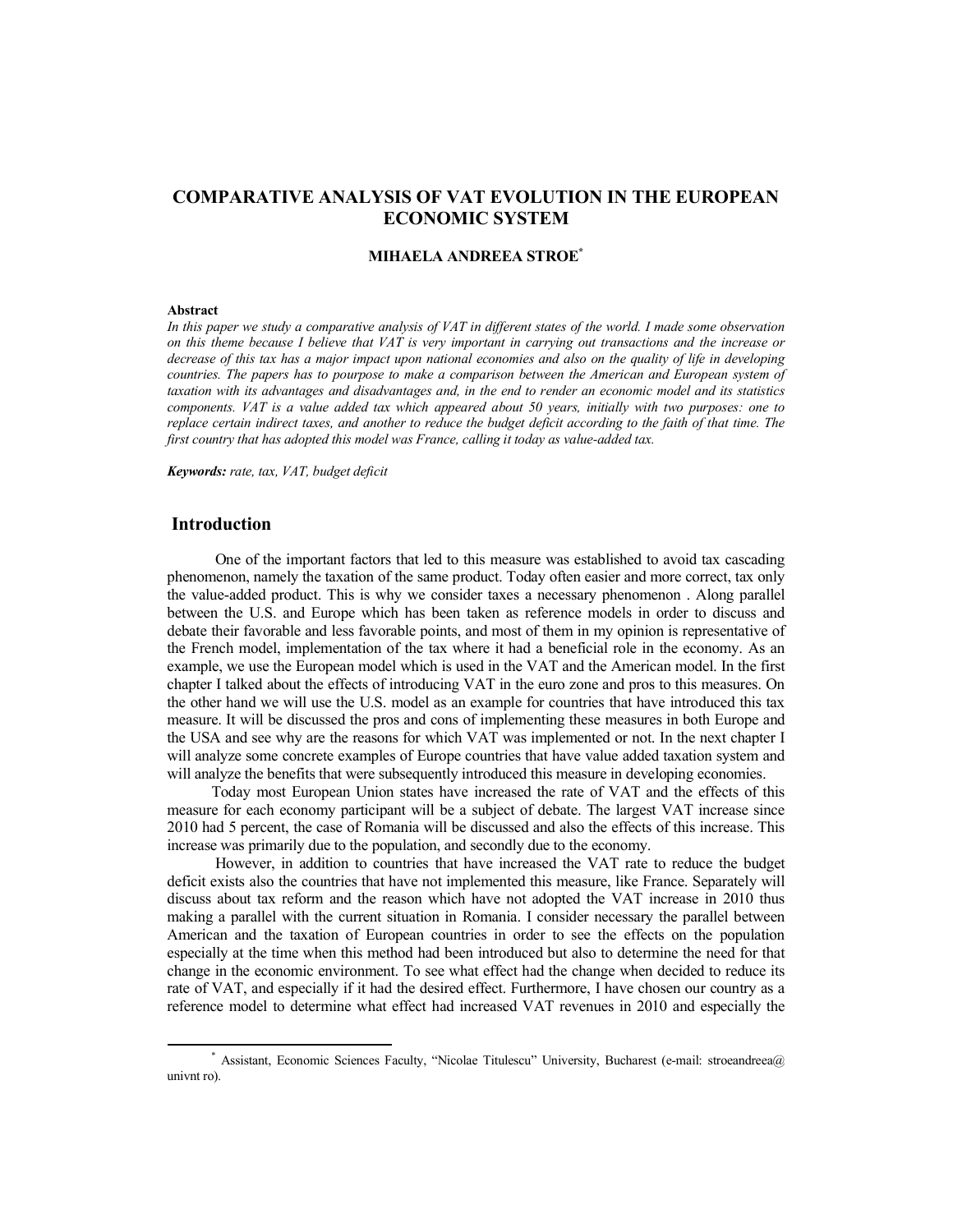# COMPARATIVE ANALYSIS OF VAT EVOLUTION IN THE EUROPEAN ECONOMIC SYSTEM

**MIHAELA ANDREEA STROE**[*]

**Abstract**

*In this paper we study a comparative analysis of VAT in different states of the world. I made some observation on this theme because I believe that VAT is very important in carrying out transactions and the increase or decrease of this tax has a major impact upon national economies and also on the quality of life in developing countries. The papers has to pourpose to make a comparison between the American and European system of taxation with its advantages and disadvantages and, in the end to render an economic model and its statistics components. VAT is a value added tax which appeared about 50 years, initially with two purposes: one to replace certain indirect taxes, and another to reduce the budget deficit according to the faith of that time. The first country that has adopted this model was France, calling it today as value-added tax.*

***Keywords:*** *rate, tax, VAT, budget deficit*

## Introduction

One of the important factors that led to this measure was established to avoid tax cascading phenomenon, namely the taxation of the same product. Today often easier and more correct, tax only the value-added product. This is why we consider taxes a necessary phenomenon . Along parallel between the U.S. and Europe which has been taken as reference models in order to discuss and debate their favorable and less favorable points, and most of them in my opinion is representative of the French model, implementation of the tax where it had a beneficial role in the economy. As an example, we use the European model which is used in the VAT and the American model. In the first chapter I talked about the effects of introducing VAT in the euro zone and pros to this measures. On the other hand we will use the U.S. model as an example for countries that have introduced this tax measure. It will be discussed the pros and cons of implementing these measures in both Europe and the USA and see why are the reasons for which VAT was implemented or not. In the next chapter I will analyze some concrete examples of Europe countries that have value added taxation system and will analyze the benefits that were subsequently introduced this measure in developing economies.

Today most European Union states have increased the rate of VAT and the effects of this measure for each economy participant will be a subject of debate. The largest VAT increase since 2010 had 5 percent, the case of Romania will be discussed and also the effects of this increase. This increase was primarily due to the population, and secondly due to the economy.

However, in addition to countries that have increased the VAT rate to reduce the budget deficit exists also the countries that have not implemented this measure, like France. Separately will discuss about tax reform and the reason which have not adopted the VAT increase in 2010 thus making a parallel with the current situation in Romania. I consider necessary the parallel between American and the taxation of European countries in order to see the effects on the population especially at the time when this method had been introduced but also to determine the need for that change in the economic environment. To see what effect had the change when decided to reduce its rate of VAT, and especially if it had the desired effect. Furthermore, I have chosen our country as a reference model to determine what effect had increased VAT revenues in 2010 and especially the

---

[*] Assistant, Economic Sciences Faculty, "Nicolae Titulescu" University, Bucharest (e-mail: stroeandreea@ univnt ro).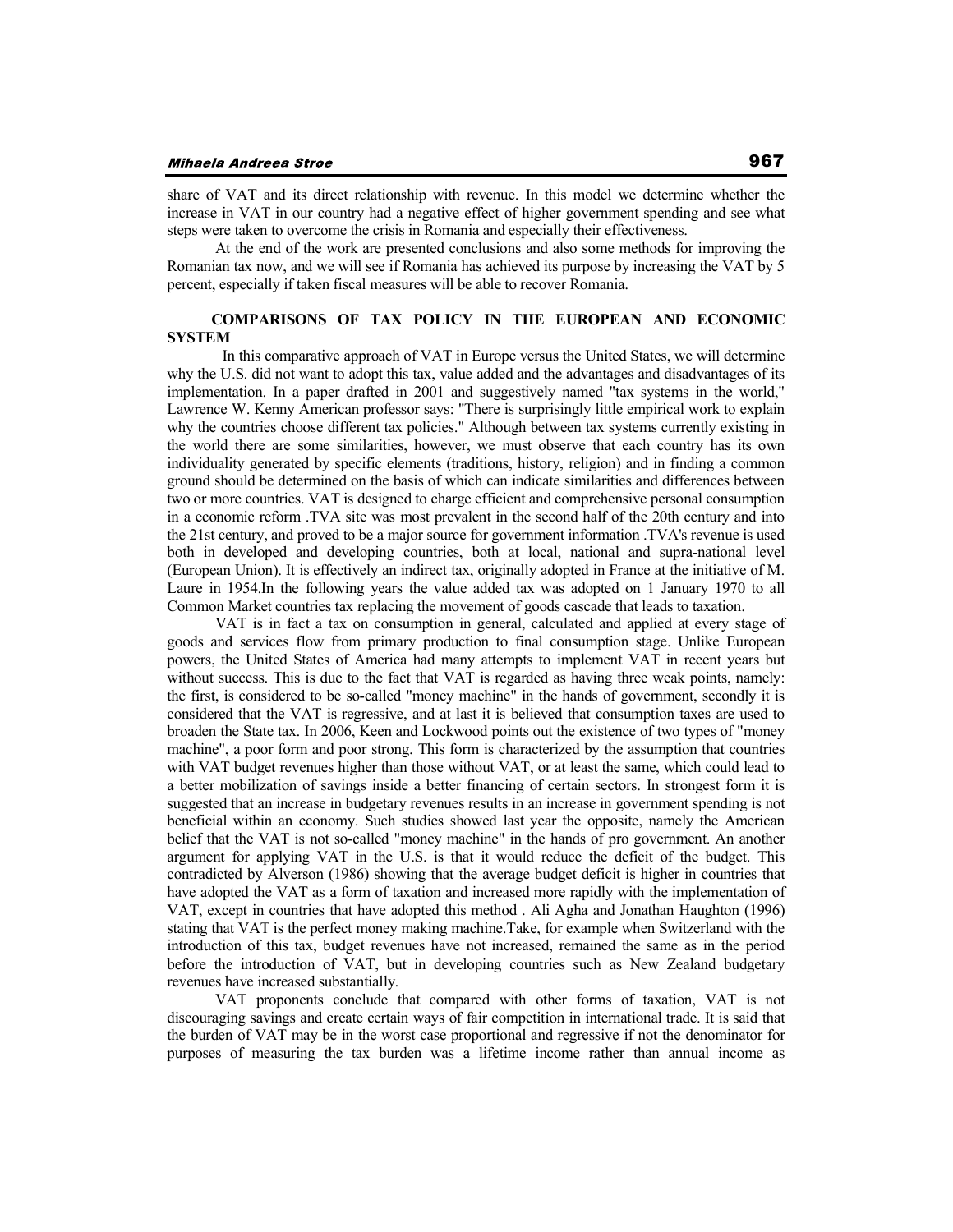share of VAT and its direct relationship with revenue. In this model we determine whether the increase in VAT in our country had a negative effect of higher government spending and see what steps were taken to overcome the crisis in Romania and especially their effectiveness.

At the end of the work are presented conclusions and also some methods for improving the Romanian tax now, and we will see if Romania has achieved its purpose by increasing the VAT by 5 percent, especially if taken fiscal measures will be able to recover Romania.

## COMPARISONS OF TAX POLICY IN THE EUROPEAN AND ECONOMIC SYSTEM

In this comparative approach of VAT in Europe versus the United States, we will determine why the U.S. did not want to adopt this tax, value added and the advantages and disadvantages of its implementation. In a paper drafted in 2001 and suggestively named "tax systems in the world," Lawrence W. Kenny American professor says: "There is surprisingly little empirical work to explain why the countries choose different tax policies." Although between tax systems currently existing in the world there are some similarities, however, we must observe that each country has its own individuality generated by specific elements (traditions, history, religion) and in finding a common ground should be determined on the basis of which can indicate similarities and differences between two or more countries. VAT is designed to charge efficient and comprehensive personal consumption in a economic reform .TVA site was most prevalent in the second half of the 20th century and into the 21st century, and proved to be a major source for government information .TVA's revenue is used both in developed and developing countries, both at local, national and supra-national level (European Union). It is effectively an indirect tax, originally adopted in France at the initiative of M. Laure in 1954.In the following years the value added tax was adopted on 1 January 1970 to all Common Market countries tax replacing the movement of goods cascade that leads to taxation.

VAT is in fact a tax on consumption in general, calculated and applied at every stage of goods and services flow from primary production to final consumption stage. Unlike European powers, the United States of America had many attempts to implement VAT in recent years but without success. This is due to the fact that VAT is regarded as having three weak points, namely: the first, is considered to be so-called "money machine" in the hands of government, secondly it is considered that the VAT is regressive, and at last it is believed that consumption taxes are used to broaden the State tax. In 2006, Keen and Lockwood points out the existence of two types of "money machine", a poor form and poor strong. This form is characterized by the assumption that countries with VAT budget revenues higher than those without VAT, or at least the same, which could lead to a better mobilization of savings inside a better financing of certain sectors. In strongest form it is suggested that an increase in budgetary revenues results in an increase in government spending is not beneficial within an economy. Such studies showed last year the opposite, namely the American belief that the VAT is not so-called "money machine" in the hands of pro government. An another argument for applying VAT in the U.S. is that it would reduce the deficit of the budget. This contradicted by Alverson (1986) showing that the average budget deficit is higher in countries that have adopted the VAT as a form of taxation and increased more rapidly with the implementation of VAT, except in countries that have adopted this method . Ali Agha and Jonathan Haughton (1996) stating that VAT is the perfect money making machine.Take, for example when Switzerland with the introduction of this tax, budget revenues have not increased, remained the same as in the period before the introduction of VAT, but in developing countries such as New Zealand budgetary revenues have increased substantially.

VAT proponents conclude that compared with other forms of taxation, VAT is not discouraging savings and create certain ways of fair competition in international trade. It is said that the burden of VAT may be in the worst case proportional and regressive if not the denominator for purposes of measuring the tax burden was a lifetime income rather than annual income as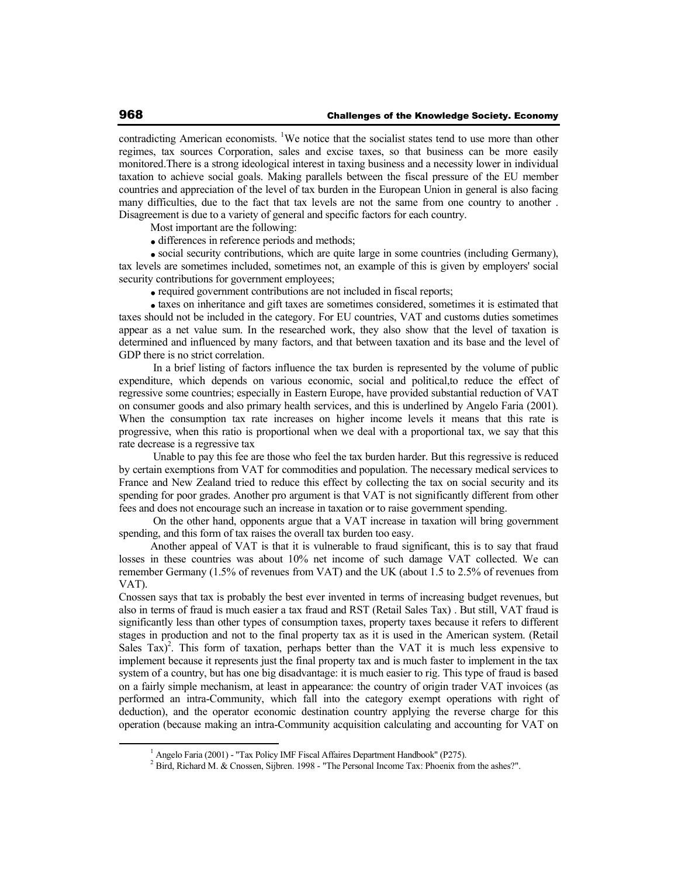contradicting American economists. [1]We notice that the socialist states tend to use more than other regimes, tax sources Corporation, sales and excise taxes, so that business can be more easily monitored.There is a strong ideological interest in taxing business and a necessity lower in individual taxation to achieve social goals. Making parallels between the fiscal pressure of the EU member countries and appreciation of the level of tax burden in the European Union in general is also facing many difficulties, due to the fact that tax levels are not the same from one country to another . Disagreement is due to a variety of general and specific factors for each country.

Most important are the following:

- differences in reference periods and methods;
- social security contributions, which are quite large in some countries (including Germany), tax levels are sometimes included, sometimes not, an example of this is given by employers' social security contributions for government employees;
- required government contributions are not included in fiscal reports;
- taxes on inheritance and gift taxes are sometimes considered, sometimes it is estimated that taxes should not be included in the category. For EU countries, VAT and customs duties sometimes appear as a net value sum. In the researched work, they also show that the level of taxation is determined and influenced by many factors, and that between taxation and its base and the level of GDP there is no strict correlation.

In a brief listing of factors influence the tax burden is represented by the volume of public expenditure, which depends on various economic, social and political,to reduce the effect of regressive some countries; especially in Eastern Europe, have provided substantial reduction of VAT on consumer goods and also primary health services, and this is underlined by Angelo Faria (2001). When the consumption tax rate increases on higher income levels it means that this rate is progressive, when this ratio is proportional when we deal with a proportional tax, we say that this rate decrease is a regressive tax

Unable to pay this fee are those who feel the tax burden harder. But this regressive is reduced by certain exemptions from VAT for commodities and population. The necessary medical services to France and New Zealand tried to reduce this effect by collecting the tax on social security and its spending for poor grades. Another pro argument is that VAT is not significantly different from other fees and does not encourage such an increase in taxation or to raise government spending.

On the other hand, opponents argue that a VAT increase in taxation will bring government spending, and this form of tax raises the overall tax burden too easy.

Another appeal of VAT is that it is vulnerable to fraud significant, this is to say that fraud losses in these countries was about 10% net income of such damage VAT collected. We can remember Germany (1.5% of revenues from VAT) and the UK (about 1.5 to 2.5% of revenues from VAT).

Cnossen says that tax is probably the best ever invented in terms of increasing budget revenues, but also in terms of fraud is much easier a tax fraud and RST (Retail Sales Tax) . But still, VAT fraud is significantly less than other types of consumption taxes, property taxes because it refers to different stages in production and not to the final property tax as it is used in the American system. (Retail Sales Tax)[2]. This form of taxation, perhaps better than the VAT it is much less expensive to implement because it represents just the final property tax and is much faster to implement in the tax system of a country, but has one big disadvantage: it is much easier to rig. This type of fraud is based on a fairly simple mechanism, at least in appearance: the country of origin trader VAT invoices (as performed an intra-Community, which fall into the category exempt operations with right of deduction), and the operator economic destination country applying the reverse charge for this operation (because making an intra-Community acquisition calculating and accounting for VAT on

---

[1] Angelo Faria (2001) - "Tax Policy IMF Fiscal Affaires Department Handbook" (P275).

[2] Bird, Richard M. & Cnossen, Sijbren. 1998 - "The Personal Income Tax: Phoenix from the ashes?".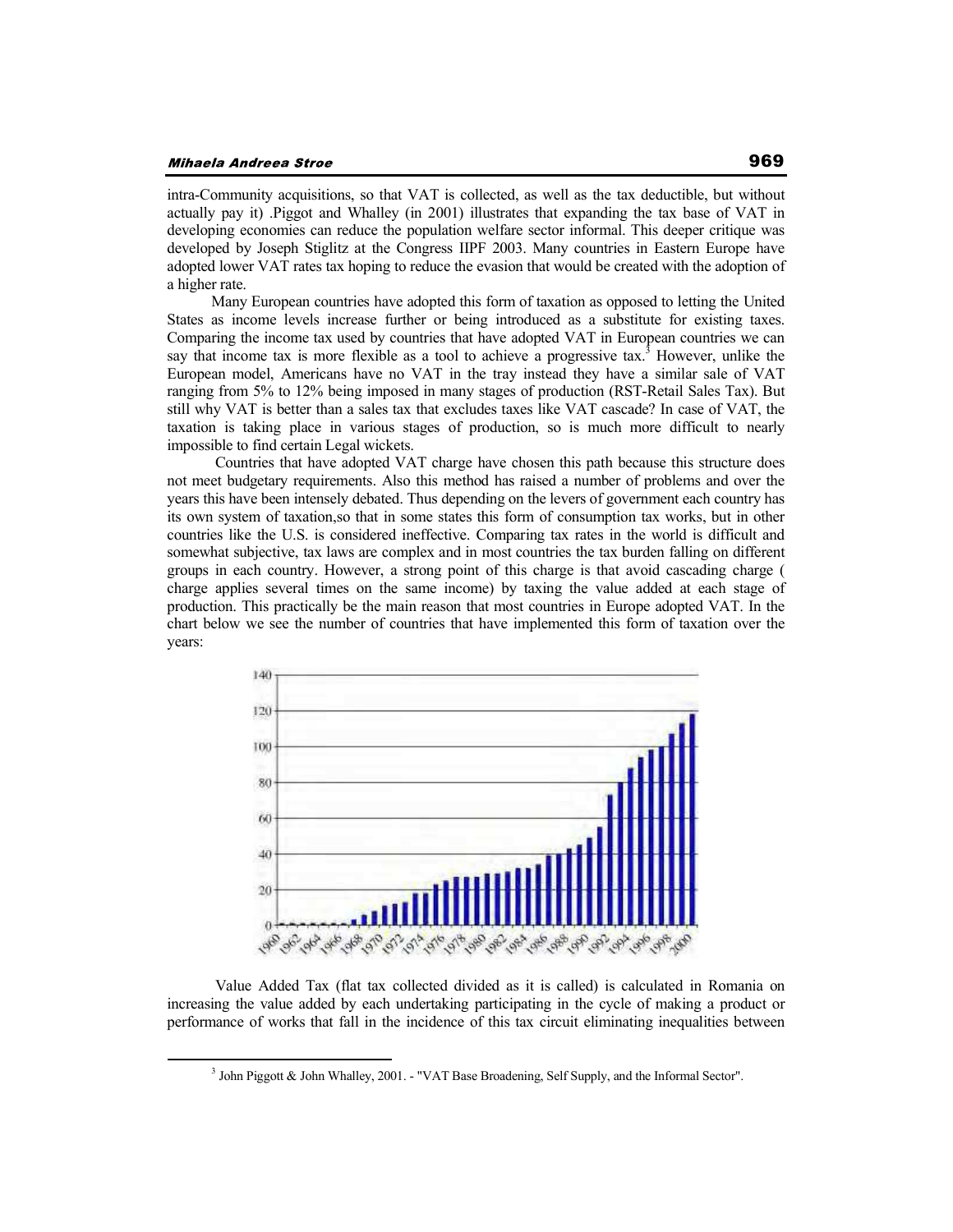intra-Community acquisitions, so that VAT is collected, as well as the tax deductible, but without actually pay it) .Piggot and Whalley (in 2001) illustrates that expanding the tax base of VAT in developing economies can reduce the population welfare sector informal. This deeper critique was developed by Joseph Stiglitz at the Congress IIPF 2003. Many countries in Eastern Europe have adopted lower VAT rates tax hoping to reduce the evasion that would be created with the adoption of a higher rate.

Many European countries have adopted this form of taxation as opposed to letting the United States as income levels increase further or being introduced as a substitute for existing taxes. Comparing the income tax used by countries that have adopted VAT in European countries we can say that income tax is more flexible as a tool to achieve a progressive tax.[3] However, unlike the European model, Americans have no VAT in the tray instead they have a similar sale of VAT ranging from 5% to 12% being imposed in many stages of production (RST-Retail Sales Tax). But still why VAT is better than a sales tax that excludes taxes like VAT cascade? In case of VAT, the taxation is taking place in various stages of production, so is much more difficult to nearly impossible to find certain Legal wickets.

Countries that have adopted VAT charge have chosen this path because this structure does not meet budgetary requirements. Also this method has raised a number of problems and over the years this have been intensely debated. Thus depending on the levers of government each country has its own system of taxation,so that in some states this form of consumption tax works, but in other countries like the U.S. is considered ineffective. Comparing tax rates in the world is difficult and somewhat subjective, tax laws are complex and in most countries the tax burden falling on different groups in each country. However, a strong point of this charge is that avoid cascading charge ( charge applies several times on the same income) by taxing the value added at each stage of production. This practically be the main reason that most countries in Europe adopted VAT. In the chart below we see the number of countries that have implemented this form of taxation over the years:

Value Added Tax (flat tax collected divided as it is called) is calculated in Romania on increasing the value added by each undertaking participating in the cycle of making a product or performance of works that fall in the incidence of this tax circuit eliminating inequalities between

[3] John Piggott & John Whalley, 2001. - "VAT Base Broadening, Self Supply, and the Informal Sector".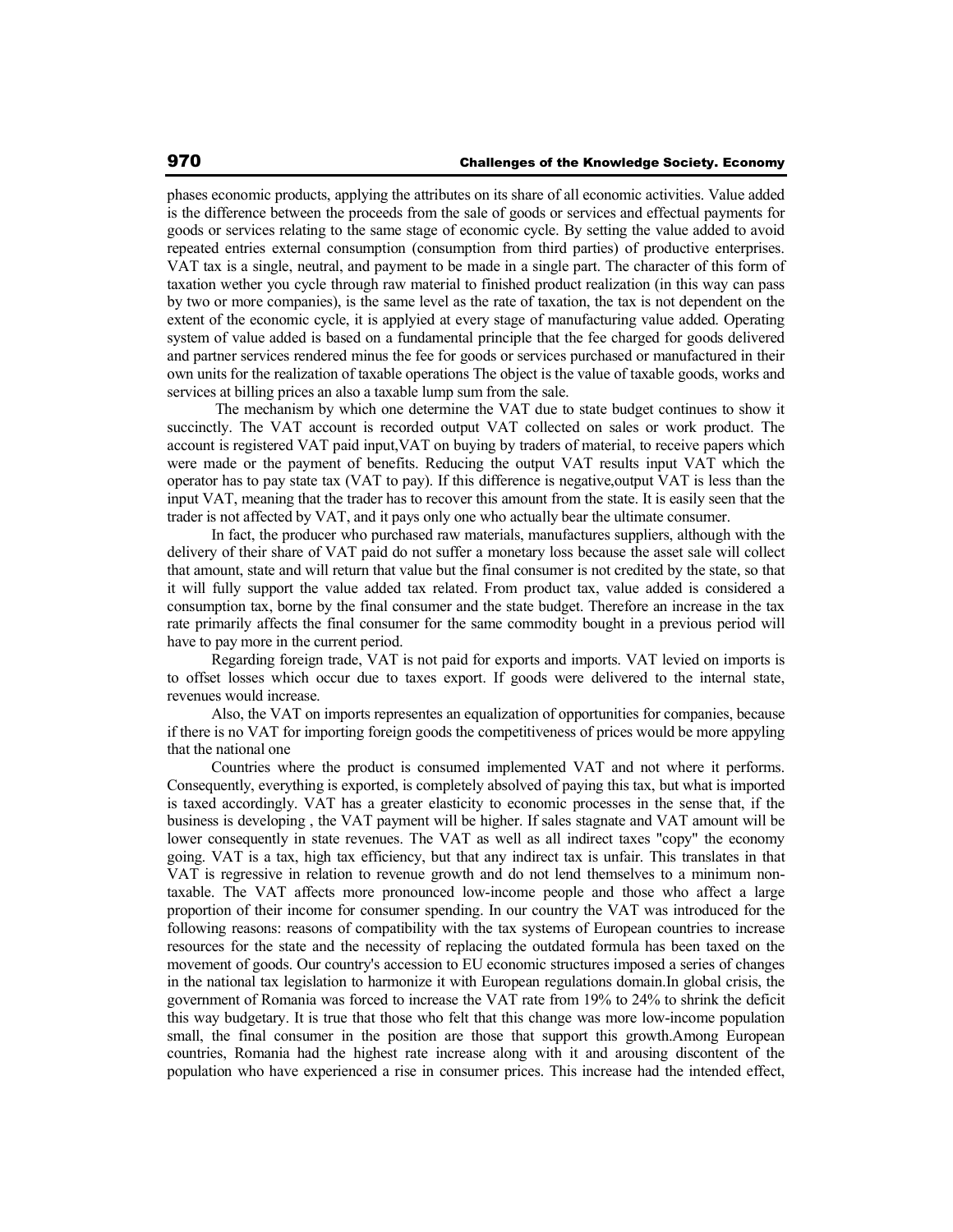phases economic products, applying the attributes on its share of all economic activities. Value added is the difference between the proceeds from the sale of goods or services and effectual payments for goods or services relating to the same stage of economic cycle. By setting the value added to avoid repeated entries external consumption (consumption from third parties) of productive enterprises. VAT tax is a single, neutral, and payment to be made in a single part. The character of this form of taxation wether you cycle through raw material to finished product realization (in this way can pass by two or more companies), is the same level as the rate of taxation, the tax is not dependent on the extent of the economic cycle, it is applyied at every stage of manufacturing value added. Operating system of value added is based on a fundamental principle that the fee charged for goods delivered and partner services rendered minus the fee for goods or services purchased or manufactured in their own units for the realization of taxable operations The object is the value of taxable goods, works and services at billing prices an also a taxable lump sum from the sale.

The mechanism by which one determine the VAT due to state budget continues to show it succinctly. The VAT account is recorded output VAT collected on sales or work product. The account is registered VAT paid input,VAT on buying by traders of material, to receive papers which were made or the payment of benefits. Reducing the output VAT results input VAT which the operator has to pay state tax (VAT to pay). If this difference is negative,output VAT is less than the input VAT, meaning that the trader has to recover this amount from the state. It is easily seen that the trader is not affected by VAT, and it pays only one who actually bear the ultimate consumer.

In fact, the producer who purchased raw materials, manufactures suppliers, although with the delivery of their share of VAT paid do not suffer a monetary loss because the asset sale will collect that amount, state and will return that value but the final consumer is not credited by the state, so that it will fully support the value added tax related. From product tax, value added is considered a consumption tax, borne by the final consumer and the state budget. Therefore an increase in the tax rate primarily affects the final consumer for the same commodity bought in a previous period will have to pay more in the current period.

Regarding foreign trade, VAT is not paid for exports and imports. VAT levied on imports is to offset losses which occur due to taxes export. If goods were delivered to the internal state, revenues would increase.

Also, the VAT on imports representes an equalization of opportunities for companies, because if there is no VAT for importing foreign goods the competitiveness of prices would be more appyling that the national one

Countries where the product is consumed implemented VAT and not where it performs. Consequently, everything is exported, is completely absolved of paying this tax, but what is imported is taxed accordingly. VAT has a greater elasticity to economic processes in the sense that, if the business is developing , the VAT payment will be higher. If sales stagnate and VAT amount will be lower consequently in state revenues. The VAT as well as all indirect taxes "copy" the economy going. VAT is a tax, high tax efficiency, but that any indirect tax is unfair. This translates in that VAT is regressive in relation to revenue growth and do not lend themselves to a minimum non-taxable. The VAT affects more pronounced low-income people and those who affect a large proportion of their income for consumer spending. In our country the VAT was introduced for the following reasons: reasons of compatibility with the tax systems of European countries to increase resources for the state and the necessity of replacing the outdated formula has been taxed on the movement of goods. Our country's accession to EU economic structures imposed a series of changes in the national tax legislation to harmonize it with European regulations domain.In global crisis, the government of Romania was forced to increase the VAT rate from 19% to 24% to shrink the deficit this way budgetary. It is true that those who felt that this change was more low-income population small, the final consumer in the position are those that support this growth.Among European countries, Romania had the highest rate increase along with it and arousing discontent of the population who have experienced a rise in consumer prices. This increase had the intended effect,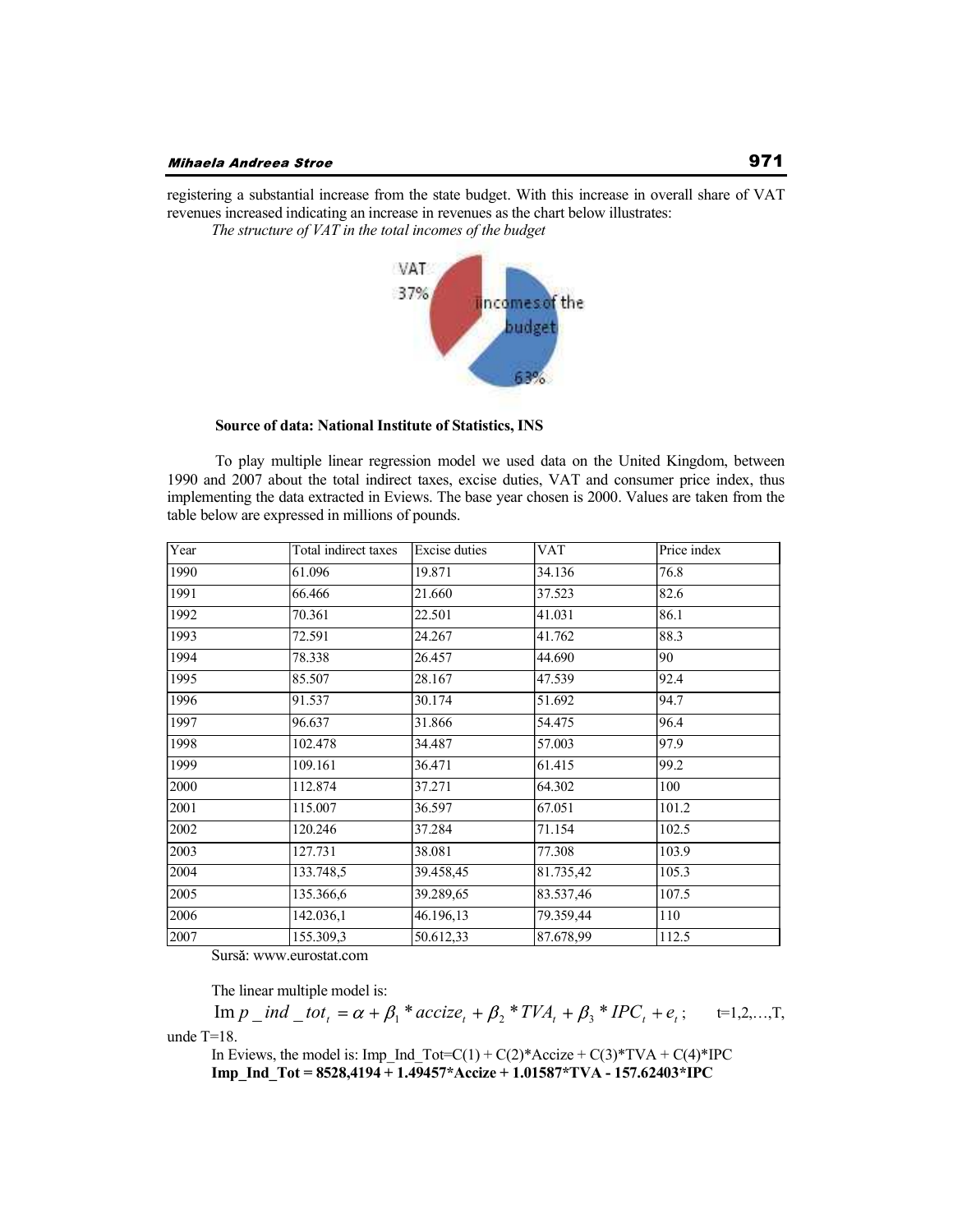registering a substantial increase from the state budget. With this increase in overall share of VAT revenues increased indicating an increase in revenues as the chart below illustrates:

*The structure of VAT in the total incomes of the budget*

**Source of data: National Institute of Statistics, INS**

To play multiple linear regression model we used data on the United Kingdom, between 1990 and 2007 about the total indirect taxes, excise duties, VAT and consumer price index, thus implementing the data extracted in Eviews. The base year chosen is 2000. Values are taken from the table below are expressed in millions of pounds.

| Year | Total indirect taxes | Excise duties | VAT | Price index |
|---|---|---|---|---|
| 1990 | 61.096 | 19.871 | 34.136 | 76.8 |
| 1991 | 66.466 | 21.660 | 37.523 | 82.6 |
| 1992 | 70.361 | 22.501 | 41.031 | 86.1 |
| 1993 | 72.591 | 24.267 | 41.762 | 88.3 |
| 1994 | 78.338 | 26.457 | 44.690 | 90 |
| 1995 | 85.507 | 28.167 | 47.539 | 92.4 |
| 1996 | 91.537 | 30.174 | 51.692 | 94.7 |
| 1997 | 96.637 | 31.866 | 54.475 | 96.4 |
| 1998 | 102.478 | 34.487 | 57.003 | 97.9 |
| 1999 | 109.161 | 36.471 | 61.415 | 99.2 |
| 2000 | 112.874 | 37.271 | 64.302 | 100 |
| 2001 | 115.007 | 36.597 | 67.051 | 101.2 |
| 2002 | 120.246 | 37.284 | 71.154 | 102.5 |
| 2003 | 127.731 | 38.081 | 77.308 | 103.9 |
| 2004 | 133.748,5 | 39.458,45 | 81.735,42 | 105.3 |
| 2005 | 135.366,6 | 39.289,65 | 83.537,46 | 107.5 |
| 2006 | 142.036,1 | 46.196,13 | 79.359,44 | 110 |
| 2007 | 155.309,3 | 50.612,33 | 87.678,99 | 112.5 |

Sursă: www.eurostat.com

The linear multiple model is:

$$\text{Imp\_ind\_tot}_t = \alpha + \beta_1 * accize_t + \beta_2 * TVA_t + \beta_3 * IPC_t + e_t ; \qquad t=1,2,\ldots,T,$$

unde T=18.

In Eviews, the model is: Imp_Ind_Tot=C(1) + C(2)*Accize + C(3)*TVA + C(4)*IPC

**Imp_Ind_Tot = 8528,4194 + 1.49457*Accize + 1.01587*TVA - 157.62403*IPC**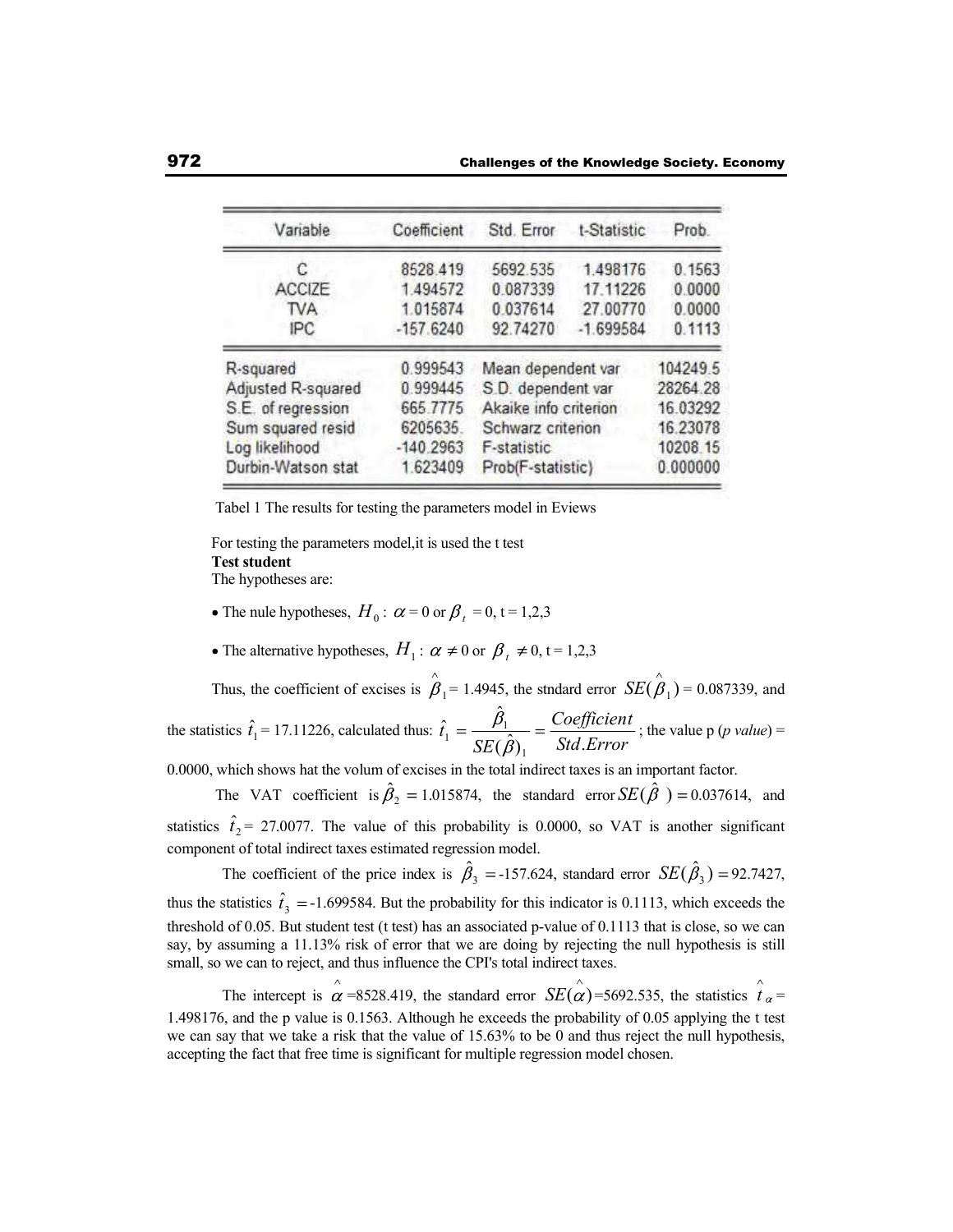| Variable | Coefficient | Std. Error | t-Statistic | Prob. |
|---|---|---|---|---|
| C | 8528.419 | 5692.535 | 1.498176 | 0.1563 |
| ACCIZE | 1.494572 | 0.087339 | 17.11226 | 0.0000 |
| TVA | 1.015874 | 0.037614 | 27.00770 | 0.0000 |
| IPC | -157.6240 | 92.74270 | -1.699584 | 0.1113 |
| R-squared | 0.999543 | Mean dependent var | | 104249.5 |
| Adjusted R-squared | 0.999445 | S.D. dependent var | | 28264.28 |
| S.E. of regression | 665.7775 | Akaike info criterion | | 16.03292 |
| Sum squared resid | 6205635. | Schwarz criterion | | 16.23078 |
| Log likelihood | -140.2963 | F-statistic | | 10208.15 |
| Durbin-Watson stat | 1.623409 | Prob(F-statistic) | | 0.000000 |

Tabel 1 The results for testing the parameters model in Eviews

For testing the parameters model,it is used the t test

**Test student**

The hypotheses are:

- The nule hypotheses, $H_0$ : $\alpha = 0$ or $\beta_t = 0$, t = 1,2,3
- The alternative hypotheses, $H_1$ : $\alpha \neq 0$ or $\beta_t \neq 0$, t = 1,2,3

Thus, the coefficient of excises is $\hat{\beta}_1$= 1.4945, the stndard error $SE(\hat{\beta}_1)$ = 0.087339, and the statistics $\hat{t}_1$ = 17.11226, calculated thus: $\hat{t}_1 = \frac{\hat{\beta}_1}{SE(\hat{\beta})_1} = \frac{Coefficient}{Std.Error}$ ; the value p (*p value*) = 0.0000, which shows hat the volum of excises in the total indirect taxes is an important factor.

The VAT coefficient is $\hat{\beta}_2 = 1.015874$, the standard error $SE(\hat{\beta}\ ) = 0.037614$, and statistics $\hat{t}_2$ = 27.0077. The value of this probability is 0.0000, so VAT is another significant component of total indirect taxes estimated regression model.

The coefficient of the price index is $\hat{\beta}_3 = -157.624$, standard error $SE(\hat{\beta}_3) = 92.7427$, thus the statistics $\hat{t}_3 = -1.699584$. But the probability for this indicator is 0.1113, which exceeds the threshold of 0.05. But student test (t test) has an associated p-value of 0.1113 that is close, so we can say, by assuming a 11.13% risk of error that we are doing by rejecting the null hypothesis is still small, so we can to reject, and thus influence the CPI's total indirect taxes.

The intercept is $\hat{\alpha}$ =8528.419, the standard error $SE(\hat{\alpha})$=5692.535, the statistics $\hat{t}_\alpha$ = 1.498176, and the p value is 0.1563. Although he exceeds the probability of 0.05 applying the t test we can say that we take a risk that the value of 15.63% to be 0 and thus reject the null hypothesis, accepting the fact that free time is significant for multiple regression model chosen.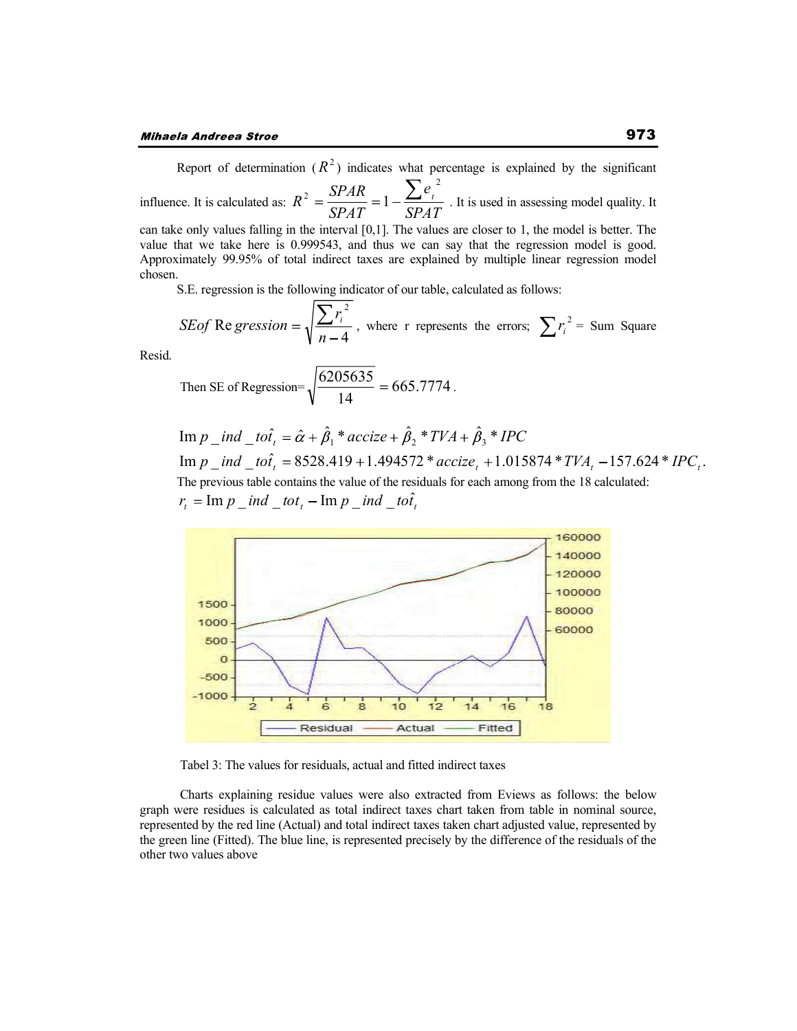Report of determination ($R^2$) indicates what percentage is explained by the significant influence. It is calculated as: $R^2 = \frac{SPAR}{SPAT} = 1 - \frac{\sum e_t^2}{SPAT}$. It is used in assessing model quality. It can take only values falling in the interval [0,1]. The values are closer to 1, the model is better. The value that we take here is 0.999543, and thus we can say that the regression model is good. Approximately 99.95% of total indirect taxes are explained by multiple linear regression model chosen.

S.E. regression is the following indicator of our table, calculated as follows:

$$SEof\ \mathrm{Re}\,gression = \sqrt{\frac{\sum r_i^2}{n-4}}$$, where r represents the errors; $\sum r_i^2$ = Sum Square Resid.

Then SE of Regression= $\sqrt{\frac{6205635}{14}} = 665.7774$.

$$\mathrm{Im}\,p\_ind\_t\hat{o}t_t = \hat{\alpha} + \hat{\beta}_1 * accize + \hat{\beta}_2 * TVA + \hat{\beta}_3 * IPC$$

$$\mathrm{Im}\,p\_ind\_t\hat{o}t_t = 8528.419 + 1.494572 * accize_t + 1.015874 * TVA_t - 157.624 * IPC_t.$$

The previous table contains the value of the residuals for each among from the 18 calculated:

$$r_t = \mathrm{Im}\,p\_ind\_tot_t - \mathrm{Im}\,p\_ind\_t\hat{o}t_t$$

Tabel 3: The values for residuals, actual and fitted indirect taxes

Charts explaining residue values were also extracted from Eviews as follows: the below graph were residues is calculated as total indirect taxes chart taken from table in nominal source, represented by the red line (Actual) and total indirect taxes taken chart adjusted value, represented by the green line (Fitted). The blue line, is represented precisely by the difference of the residuals of the other two values above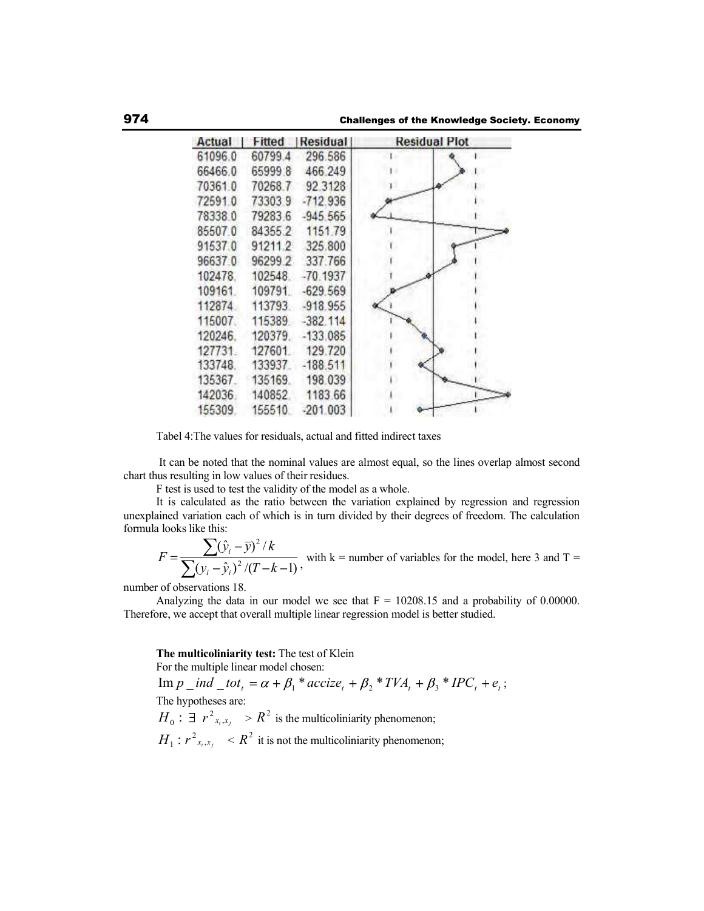| Actual | Fitted | Residual | Residual Plot |
|---|---|---|---|
| 61096.0 | 60799.4 | 296.586 | |
| 66466.0 | 65999.8 | 466.249 | |
| 70361.0 | 70268.7 | 92.3128 | |
| 72591.0 | 73303.9 | -712.936 | |
| 78338.0 | 79283.6 | -945.565 | |
| 85507.0 | 84355.2 | 1151.79 | |
| 91537.0 | 91211.2 | 325.800 | |
| 96637.0 | 96299.2 | 337.766 | |
| 102478. | 102548. | -70.1937 | |
| 109161. | 109791. | -629.569 | |
| 112874. | 113793. | -918.955 | |
| 115007. | 115389. | -382.114 | |
| 120246. | 120379. | -133.085 | |
| 127731. | 127601. | 129.720 | |
| 133748. | 133937. | -188.511 | |
| 135367. | 135169. | 198.039 | |
| 142036. | 140852. | 1183.66 | |
| 155309. | 155510. | -201.003 | |

Tabel 4:The values for residuals, actual and fitted indirect taxes

It can be noted that the nominal values are almost equal, so the lines overlap almost second chart thus resulting in low values of their residues.

F test is used to test the validity of the model as a whole.

It is calculated as the ratio between the variation explained by regression and regression unexplained variation each of which is in turn divided by their degrees of freedom. The calculation formula looks like this:

$$F = \frac{\sum(\hat{y}_i - \bar{y})^2 / k}{\sum(y_i - \hat{y}_i)^2 / (T - k - 1)},$$ with k = number of variables for the model, here 3 and T = number of observations 18.

Analyzing the data in our model we see that F = 10208.15 and a probability of 0.00000. Therefore, we accept that overall multiple linear regression model is better studied.

**The multicoliniarity test:** The test of Klein

For the multiple linear model chosen:

$$\text{Im}\, p\_ind\_tot_t = \alpha + \beta_1 * accize_t + \beta_2 * TVA_t + \beta_3 * IPC_t + e_t;$$

The hypotheses are:

$H_0 : \exists\ r^2_{x_i,x_j} > R^2$ is the multicoliniarity phenomenon;

$H_1 : r^2_{x_i,x_j} < R^2$ it is not the multicoliniarity phenomenon;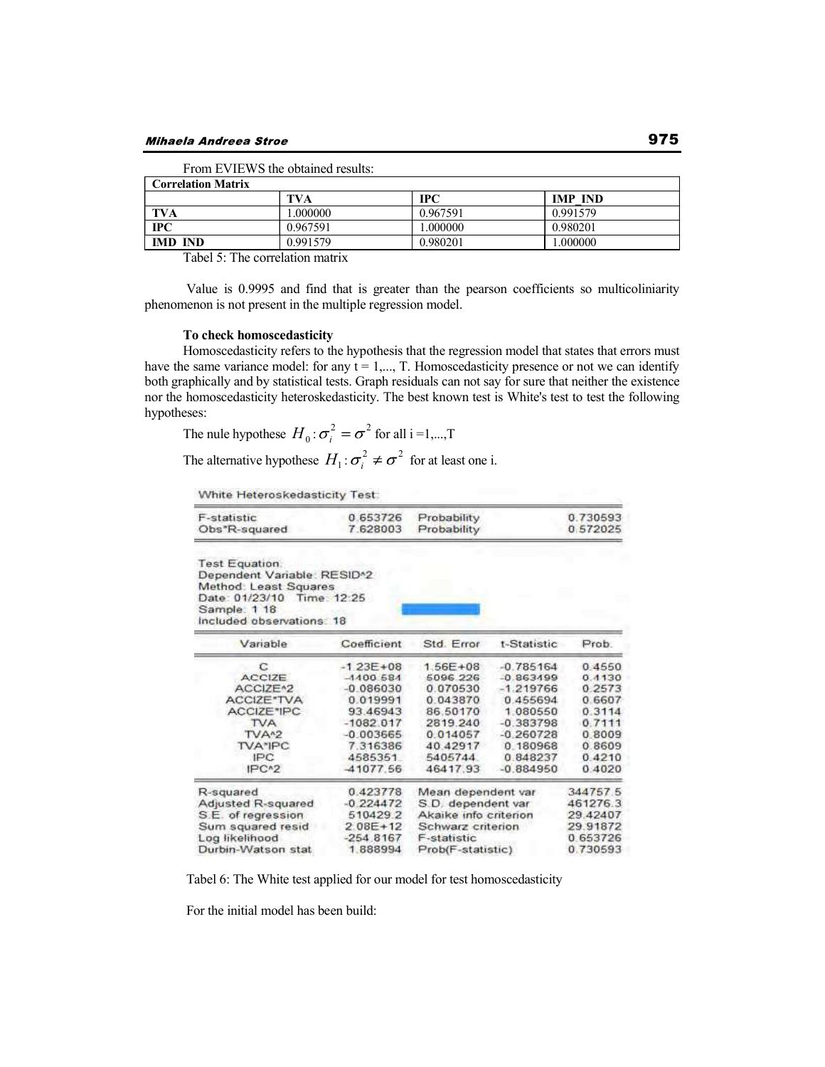From EVIEWS the obtained results:

| Correlation Matrix | | | |
|---|---|---|---|
| | **TVA** | **IPC** | **IMP_IND** |
| **TVA** | 1.000000 | 0.967591 | 0.991579 |
| **IPC** | 0.967591 | 1.000000 | 0.980201 |
| **IMD_IND** | 0.991579 | 0.980201 | 1.000000 |

Tabel 5: The correlation matrix

Value is 0.9995 and find that is greater than the pearson coefficients so multicoliniarity phenomenon is not present in the multiple regression model.

**To check homoscedasticity**

Homoscedasticity refers to the hypothesis that the regression model that states that errors must have the same variance model: for any t = 1,..., T. Homoscedasticity presence or not we can identify both graphically and by statistical tests. Graph residuals can not say for sure that neither the existence nor the homoscedasticity heteroskedasticity. The best known test is White's test to test the following hypotheses:

The nule hypothese $H_0 : \sigma_i^2 = \sigma^2$ for all i =1,...,T

The alternative hypothese $H_1 : \sigma_i^2 \neq \sigma^2$ for at least one i.

White Heteroskedasticity Test:

| | | | |
|---|---|---|---|
| F-statistic | 0.653726 | Probability | 0.730593 |
| Obs*R-squared | 7.628003 | Probability | 0.572025 |

Test Equation:
Dependent Variable: RESID^2
Method: Least Squares
Date: 01/23/10 Time: 12:25
Sample: 1 18
Included observations: 18

| Variable | Coefficient | Std. Error | t-Statistic | Prob. |
|---|---|---|---|---|
| C | -1.23E+08 | 1.56E+08 | -0.785164 | 0.4550 |
| ACCIZE | -4400.584 | 5096.226 | -0.863499 | 0.4130 |
| ACCIZE^2 | -0.086030 | 0.070530 | -1.219766 | 0.2573 |
| ACCIZE*TVA | 0.019991 | 0.043870 | 0.455694 | 0.6607 |
| ACCIZE*IPC | 93.46943 | 86.50170 | 1.080550 | 0.3114 |
| TVA | -1082.017 | 2819.240 | -0.383798 | 0.7111 |
| TVA^2 | -0.003665 | 0.014057 | -0.260728 | 0.8009 |
| TVA*IPC | 7.316386 | 40.42917 | 0.180968 | 0.8609 |
| IPC | 4585351. | 5405744. | 0.848237 | 0.4210 |
| IPC^2 | -41077.56 | 46417.93 | -0.884950 | 0.4020 |

| | | | |
|---|---|---|---|
| R-squared | 0.423778 | Mean dependent var | 344757.5 |
| Adjusted R-squared | -0.224472 | S.D. dependent var | 461276.3 |
| S.E. of regression | 510429.2 | Akaike info criterion | 29.42407 |
| Sum squared resid | 2.08E+12 | Schwarz criterion | 29.91872 |
| Log likelihood | -254.8167 | F-statistic | 0.653726 |
| Durbin-Watson stat | 1.888994 | Prob(F-statistic) | 0.730593 |

Tabel 6: The White test applied for our model for test homoscedasticity

For the initial model has been build: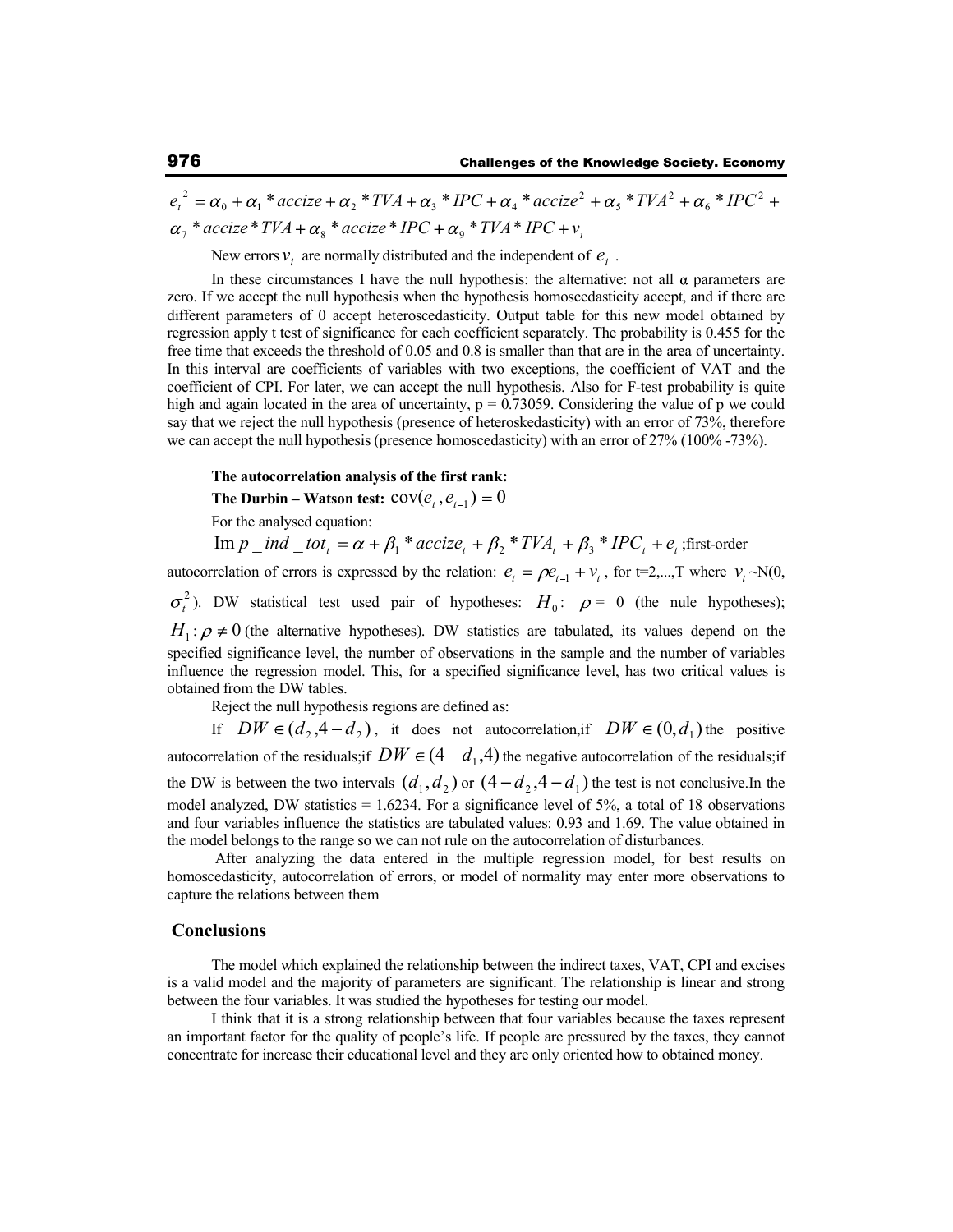$$e_t^{\,2} = \alpha_0 + \alpha_1 * accize + \alpha_2 * TVA + \alpha_3 * IPC + \alpha_4 * accize^2 + \alpha_5 * TVA^2 + \alpha_6 * IPC^2 +$$
$$\alpha_7 * accize * TVA + \alpha_8 * accize * IPC + \alpha_9 * TVA * IPC + v_i$$

New errors $v_i$ are normally distributed and the independent of $e_i$ .

In these circumstances I have the null hypothesis: the alternative: not all α parameters are zero. If we accept the null hypothesis when the hypothesis homoscedasticity accept, and if there are different parameters of 0 accept heteroscedasticity. Output table for this new model obtained by regression apply t test of significance for each coefficient separately. The probability is 0.455 for the free time that exceeds the threshold of 0.05 and 0.8 is smaller than that are in the area of uncertainty. In this interval are coefficients of variables with two exceptions, the coefficient of VAT and the coefficient of CPI. For later, we can accept the null hypothesis. Also for F-test probability is quite high and again located in the area of uncertainty, p = 0.73059. Considering the value of p we could say that we reject the null hypothesis (presence of heteroskedasticity) with an error of 73%, therefore we can accept the null hypothesis (presence homoscedasticity) with an error of 27% (100% -73%).

**The autocorrelation analysis of the first rank:**

**The Durbin – Watson test:** $\operatorname{cov}(e_t, e_{t-1}) = 0$

For the analysed equation:

$\operatorname{Im} p\_ind\_tot_t = \alpha + \beta_1 * accize_t + \beta_2 * TVA_t + \beta_3 * IPC_t + e_t$ ;first-order autocorrelation of errors is expressed by the relation: $e_t = \rho e_{t-1} + v_t$ , for t=2,...,T where $v_t$ ~N(0, $\sigma_t^2$). DW statistical test used pair of hypotheses: $H_0$: $\rho$ = 0 (the nule hypotheses); $H_1 : \rho \neq 0$ (the alternative hypotheses). DW statistics are tabulated, its values depend on the specified significance level, the number of observations in the sample and the number of variables influence the regression model. This, for a specified significance level, has two critical values is obtained from the DW tables.

Reject the null hypothesis regions are defined as:

If $DW \in (d_2, 4-d_2)$, it does not autocorrelation,if $DW \in (0, d_1)$ the positive autocorrelation of the residuals;if $DW \in (4-d_1, 4)$ the negative autocorrelation of the residuals;if the DW is between the two intervals $(d_1, d_2)$ or $(4-d_2, 4-d_1)$ the test is not conclusive.In the model analyzed, DW statistics = 1.6234. For a significance level of 5%, a total of 18 observations and four variables influence the statistics are tabulated values: 0.93 and 1.69. The value obtained in the model belongs to the range so we can not rule on the autocorrelation of disturbances.

After analyzing the data entered in the multiple regression model, for best results on homoscedasticity, autocorrelation of errors, or model of normality may enter more observations to capture the relations between them

## Conclusions

The model which explained the relationship between the indirect taxes, VAT, CPI and excises is a valid model and the majority of parameters are significant. The relationship is linear and strong between the four variables. It was studied the hypotheses for testing our model.

I think that it is a strong relationship between that four variables because the taxes represent an important factor for the quality of people's life. If people are pressured by the taxes, they cannot concentrate for increase their educational level and they are only oriented how to obtained money.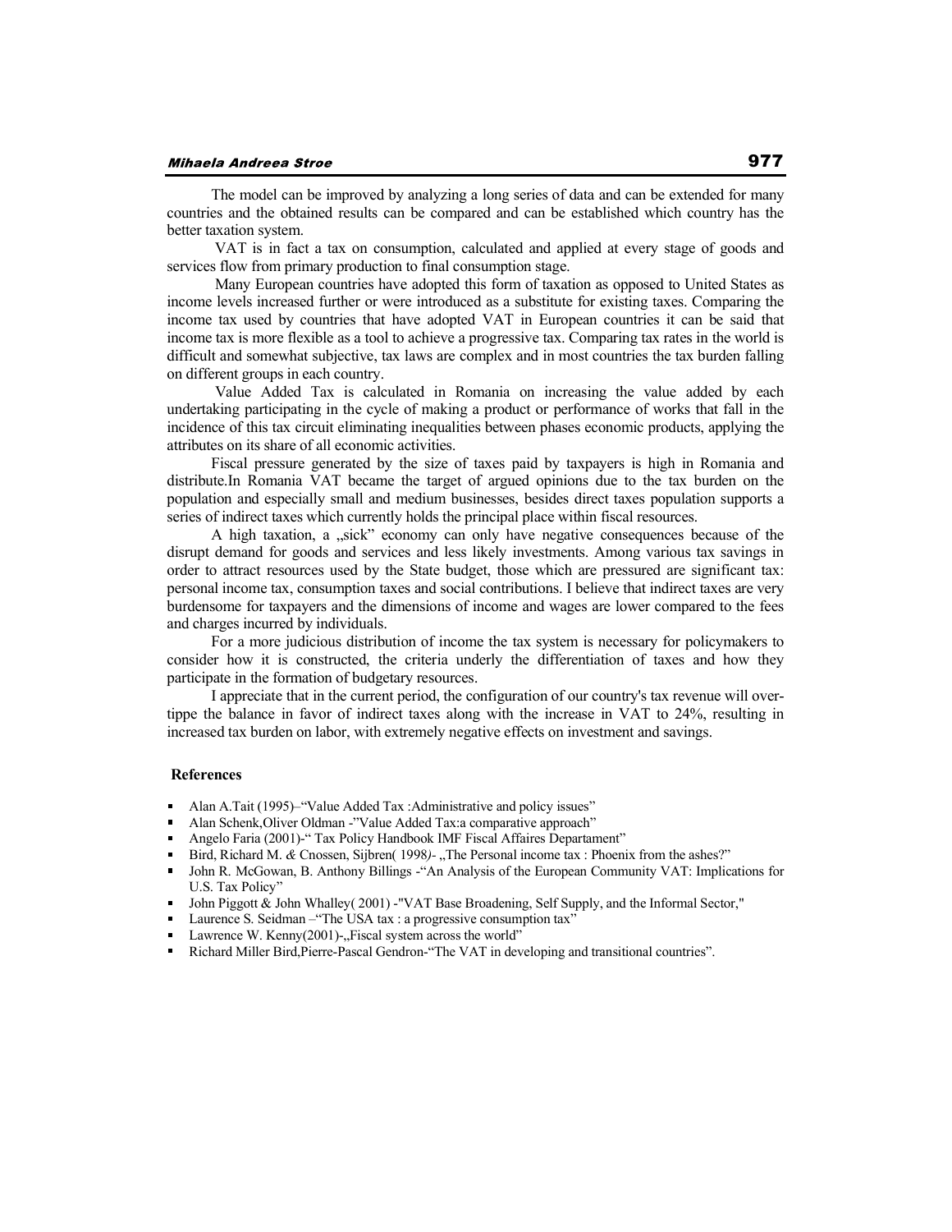The model can be improved by analyzing a long series of data and can be extended for many countries and the obtained results can be compared and can be established which country has the better taxation system.

VAT is in fact a tax on consumption, calculated and applied at every stage of goods and services flow from primary production to final consumption stage.

Many European countries have adopted this form of taxation as opposed to United States as income levels increased further or were introduced as a substitute for existing taxes. Comparing the income tax used by countries that have adopted VAT in European countries it can be said that income tax is more flexible as a tool to achieve a progressive tax. Comparing tax rates in the world is difficult and somewhat subjective, tax laws are complex and in most countries the tax burden falling on different groups in each country.

Value Added Tax is calculated in Romania on increasing the value added by each undertaking participating in the cycle of making a product or performance of works that fall in the incidence of this tax circuit eliminating inequalities between phases economic products, applying the attributes on its share of all economic activities.

Fiscal pressure generated by the size of taxes paid by taxpayers is high in Romania and distribute.In Romania VAT became the target of argued opinions due to the tax burden on the population and especially small and medium businesses, besides direct taxes population supports a series of indirect taxes which currently holds the principal place within fiscal resources.

A high taxation, a „sick" economy can only have negative consequences because of the disrupt demand for goods and services and less likely investments. Among various tax savings in order to attract resources used by the State budget, those which are pressured are significant tax: personal income tax, consumption taxes and social contributions. I believe that indirect taxes are very burdensome for taxpayers and the dimensions of income and wages are lower compared to the fees and charges incurred by individuals.

For a more judicious distribution of income the tax system is necessary for policymakers to consider how it is constructed, the criteria underly the differentiation of taxes and how they participate in the formation of budgetary resources.

I appreciate that in the current period, the configuration of our country's tax revenue will over-tippe the balance in favor of indirect taxes along with the increase in VAT to 24%, resulting in increased tax burden on labor, with extremely negative effects on investment and savings.

## References

- Alan A.Tait (1995)–"Value Added Tax :Administrative and policy issues"
- Alan Schenk,Oliver Oldman -"Value Added Tax:a comparative approach"
- Angelo Faria (2001)-" Tax Policy Handbook IMF Fiscal Affaires Departament"
- Bird, Richard M. *&* Cnossen, Sijbren( 1998*)*- „The Personal income tax : Phoenix from the ashes?"
- John R. McGowan, B. Anthony Billings -"An Analysis of the European Community VAT: Implications for U.S. Tax Policy"
- John Piggott & John Whalley( 2001) -"VAT Base Broadening, Self Supply, and the Informal Sector,"
- Laurence S. Seidman –"The USA tax : a progressive consumption tax"
- Lawrence W. Kenny(2001)-„Fiscal system across the world"
- Richard Miller Bird,Pierre-Pascal Gendron-"The VAT in developing and transitional countries".